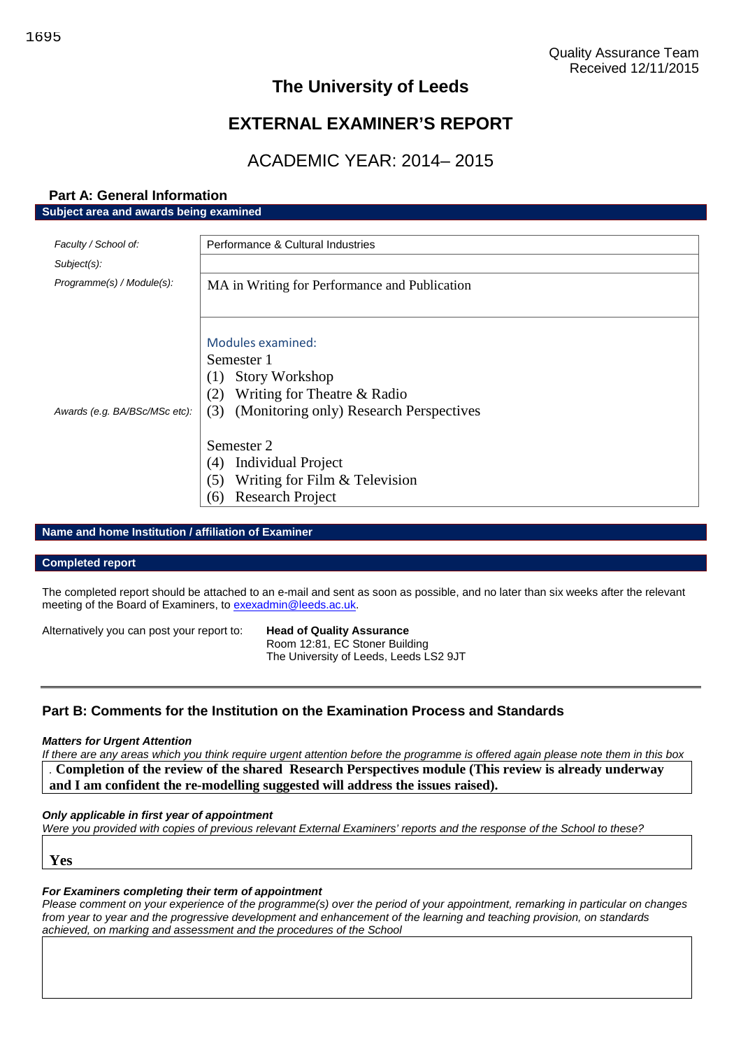Quality Assurance Team
Received 12/11/2015

# The University of Leeds

# EXTERNAL EXAMINER'S REPORT

## ACADEMIC YEAR: 2014– 2015

### Part A: General Information

**Subject area and awards being examined**

| | |
|---|---|
| *Faculty / School of:* | Performance & Cultural Industries |
| *Subject(s):* | |
| *Programme(s) / Module(s):* | MA in Writing for Performance and Publication |
| *Awards (e.g. BA/BSc/MSc etc):* | Modules examined:<br>Semester 1<br>(1) Story Workshop<br>(2) Writing for Theatre & Radio<br>(3) (Monitoring only) Research Perspectives<br><br>Semester 2<br>(4) Individual Project<br>(5) Writing for Film & Television<br>(6) Research Project |

**Name and home Institution / affiliation of Examiner**

**Completed report**

The completed report should be attached to an e-mail and sent as soon as possible, and no later than six weeks after the relevant meeting of the Board of Examiners, to exexadmin@leeds.ac.uk.

Alternatively you can post your report to: **Head of Quality Assurance**
Room 12:81, EC Stoner Building
The University of Leeds, Leeds LS2 9JT

---

### Part B: Comments for the Institution on the Examination Process and Standards

***Matters for Urgent Attention***

*If there are any areas which you think require urgent attention before the programme is offered again please note them in this box*

. **Completion of the review of the shared Research Perspectives module (This review is already underway and I am confident the re-modelling suggested will address the issues raised).**

***Only applicable in first year of appointment***

*Were you provided with copies of previous relevant External Examiners' reports and the response of the School to these?*

**Yes**

***For Examiners completing their term of appointment***

*Please comment on your experience of the programme(s) over the period of your appointment, remarking in particular on changes from year to year and the progressive development and enhancement of the learning and teaching provision, on standards achieved, on marking and assessment and the procedures of the School*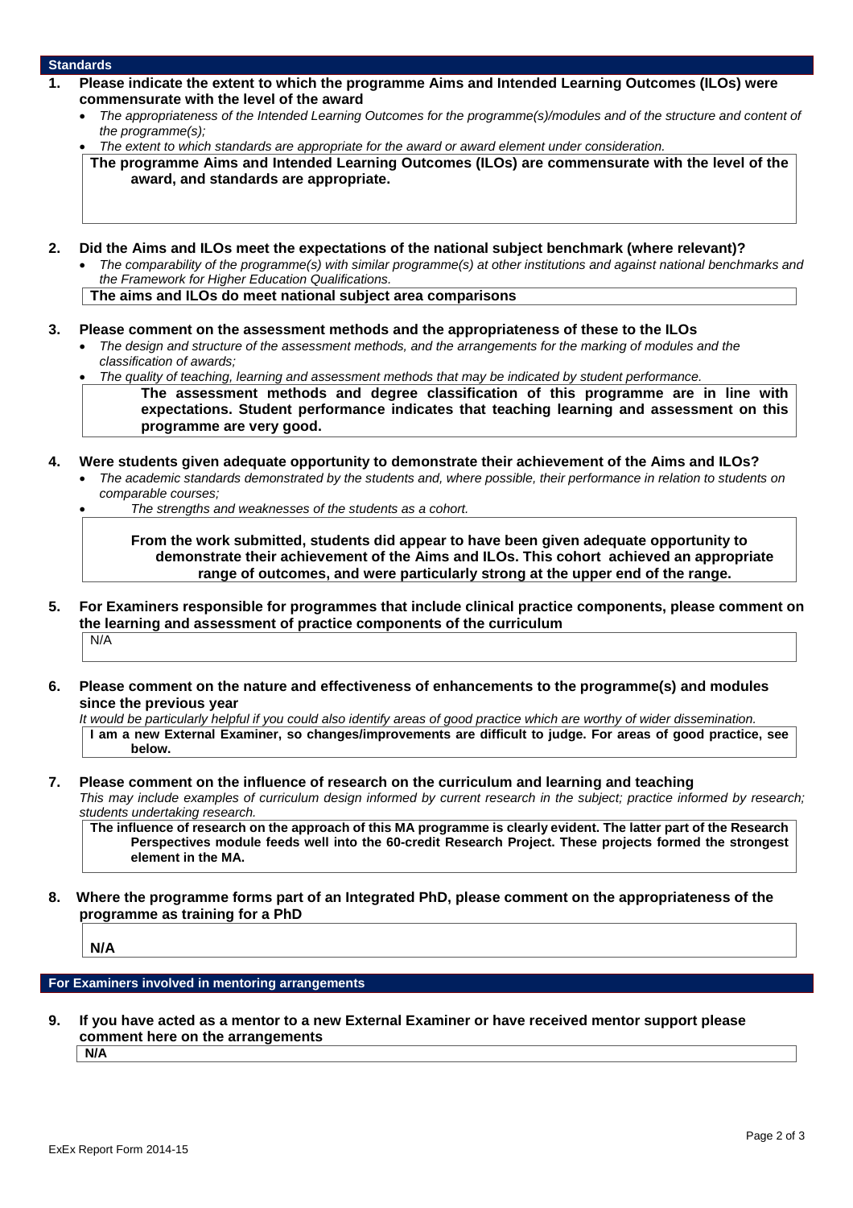## Standards

**1. Please indicate the extent to which the programme Aims and Intended Learning Outcomes (ILOs) were commensurate with the level of the award**

- *The appropriateness of the Intended Learning Outcomes for the programme(s)/modules and of the structure and content of the programme(s);*
- *The extent to which standards are appropriate for the award or award element under consideration.*

**The programme Aims and Intended Learning Outcomes (ILOs) are commensurate with the level of the award, and standards are appropriate.**

**2. Did the Aims and ILOs meet the expectations of the national subject benchmark (where relevant)?**

- *The comparability of the programme(s) with similar programme(s) at other institutions and against national benchmarks and the Framework for Higher Education Qualifications.*

**The aims and ILOs do meet national subject area comparisons**

**3. Please comment on the assessment methods and the appropriateness of these to the ILOs**

- *The design and structure of the assessment methods, and the arrangements for the marking of modules and the classification of awards;*
- *The quality of teaching, learning and assessment methods that may be indicated by student performance.*

**The assessment methods and degree classification of this programme are in line with expectations. Student performance indicates that teaching learning and assessment on this programme are very good.**

**4. Were students given adequate opportunity to demonstrate their achievement of the Aims and ILOs?**

- *The academic standards demonstrated by the students and, where possible, their performance in relation to students on comparable courses;*
- *The strengths and weaknesses of the students as a cohort.*

**From the work submitted, students did appear to have been given adequate opportunity to demonstrate their achievement of the Aims and ILOs. This cohort achieved an appropriate range of outcomes, and were particularly strong at the upper end of the range.**

**5. For Examiners responsible for programmes that include clinical practice components, please comment on the learning and assessment of practice components of the curriculum**

N/A

**6. Please comment on the nature and effectiveness of enhancements to the programme(s) and modules since the previous year**

*It would be particularly helpful if you could also identify areas of good practice which are worthy of wider dissemination.*

**I am a new External Examiner, so changes/improvements are difficult to judge. For areas of good practice, see below.**

**7. Please comment on the influence of research on the curriculum and learning and teaching**

*This may include examples of curriculum design informed by current research in the subject; practice informed by research; students undertaking research.*

**The influence of research on the approach of this MA programme is clearly evident. The latter part of the Research Perspectives module feeds well into the 60-credit Research Project. These projects formed the strongest element in the MA.**

**8. Where the programme forms part of an Integrated PhD, please comment on the appropriateness of the programme as training for a PhD**

**N/A**

## For Examiners involved in mentoring arrangements

**9. If you have acted as a mentor to a new External Examiner or have received mentor support please comment here on the arrangements**

**N/A**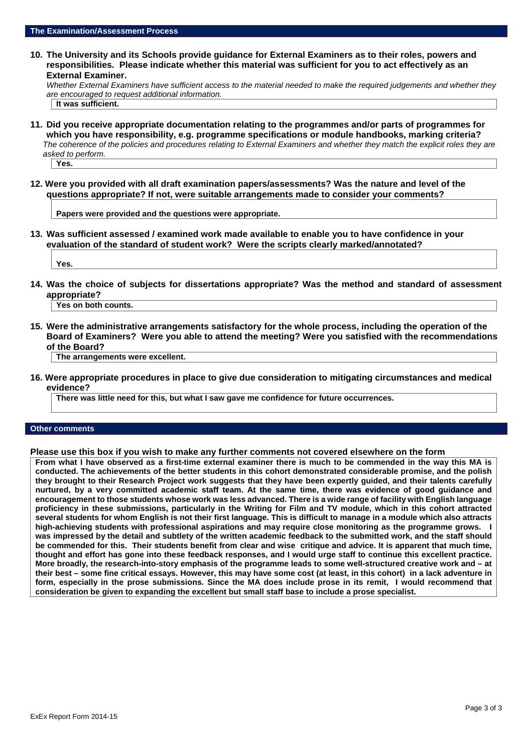## The Examination/Assessment Process

**10. The University and its Schools provide guidance for External Examiners as to their roles, powers and responsibilities. Please indicate whether this material was sufficient for you to act effectively as an External Examiner.**

*Whether External Examiners have sufficient access to the material needed to make the required judgements and whether they are encouraged to request additional information.*

**It was sufficient.**

**11. Did you receive appropriate documentation relating to the programmes and/or parts of programmes for which you have responsibility, e.g. programme specifications or module handbooks, marking criteria?**

*The coherence of the policies and procedures relating to External Examiners and whether they match the explicit roles they are asked to perform.*

**Yes.**

**12. Were you provided with all draft examination papers/assessments? Was the nature and level of the questions appropriate? If not, were suitable arrangements made to consider your comments?**

**Papers were provided and the questions were appropriate.**

**13. Was sufficient assessed / examined work made available to enable you to have confidence in your evaluation of the standard of student work? Were the scripts clearly marked/annotated?**

**Yes.**

**14. Was the choice of subjects for dissertations appropriate? Was the method and standard of assessment appropriate?**

**Yes on both counts.**

**15. Were the administrative arrangements satisfactory for the whole process, including the operation of the Board of Examiners? Were you able to attend the meeting? Were you satisfied with the recommendations of the Board?**

**The arrangements were excellent.**

**16. Were appropriate procedures in place to give due consideration to mitigating circumstances and medical evidence?**

**There was little need for this, but what I saw gave me confidence for future occurrences.**

## Other comments

**Please use this box if you wish to make any further comments not covered elsewhere on the form**

**From what I have observed as a first-time external examiner there is much to be commended in the way this MA is conducted. The achievements of the better students in this cohort demonstrated considerable promise, and the polish they brought to their Research Project work suggests that they have been expertly guided, and their talents carefully nurtured, by a very committed academic staff team. At the same time, there was evidence of good guidance and encouragement to those students whose work was less advanced. There is a wide range of facility with English language proficiency in these submissions, particularly in the Writing for Film and TV module, which in this cohort attracted several students for whom English is not their first language. This is difficult to manage in a module which also attracts high-achieving students with professional aspirations and may require close monitoring as the programme grows. I was impressed by the detail and subtlety of the written academic feedback to the submitted work, and the staff should be commended for this. Their students benefit from clear and wise critique and advice. It is apparent that much time, thought and effort has gone into these feedback responses, and I would urge staff to continue this excellent practice. More broadly, the research-into-story emphasis of the programme leads to some well-structured creative work and – at their best – some fine critical essays. However, this may have some cost (at least, in this cohort) in a lack adventure in form, especially in the prose submissions. Since the MA does include prose in its remit, I would recommend that consideration be given to expanding the excellent but small staff base to include a prose specialist.**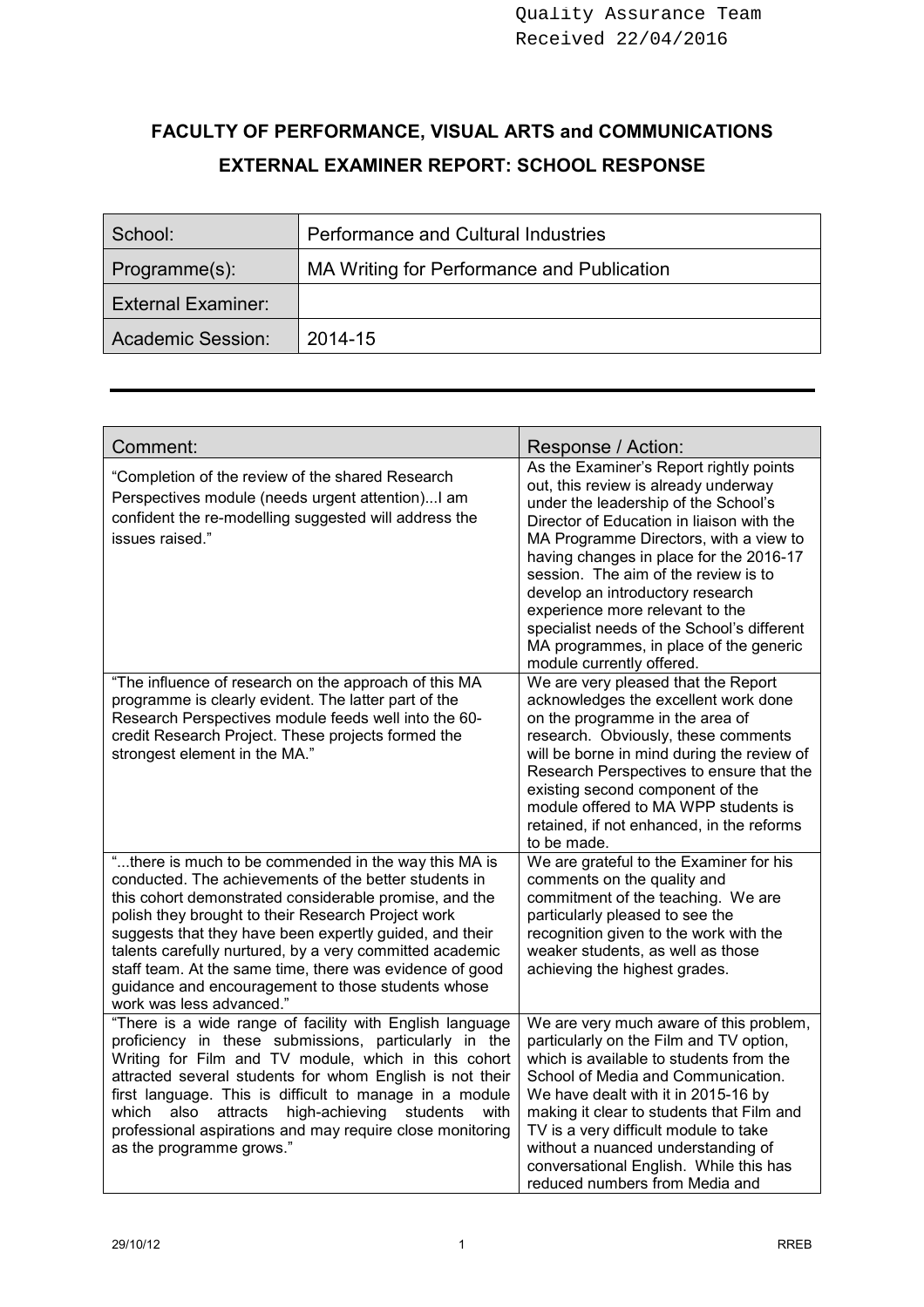Quality Assurance Team
Received 22/04/2016

# FACULTY OF PERFORMANCE, VISUAL ARTS and COMMUNICATIONS

# EXTERNAL EXAMINER REPORT: SCHOOL RESPONSE

| School: | Performance and Cultural Industries |
|---|---|
| Programme(s): | MA Writing for Performance and Publication |
| External Examiner: | |
| Academic Session: | 2014-15 |

| Comment: | Response / Action: |
|---|---|
| "Completion of the review of the shared Research Perspectives module (needs urgent attention)...I am confident the re-modelling suggested will address the issues raised." | As the Examiner's Report rightly points out, this review is already underway under the leadership of the School's Director of Education in liaison with the MA Programme Directors, with a view to having changes in place for the 2016-17 session. The aim of the review is to develop an introductory research experience more relevant to the specialist needs of the School's different MA programmes, in place of the generic module currently offered. |
| "The influence of research on the approach of this MA programme is clearly evident. The latter part of the Research Perspectives module feeds well into the 60-credit Research Project. These projects formed the strongest element in the MA." | We are very pleased that the Report acknowledges the excellent work done on the programme in the area of research. Obviously, these comments will be borne in mind during the review of Research Perspectives to ensure that the existing second component of the module offered to MA WPP students is retained, if not enhanced, in the reforms to be made. |
| "...there is much to be commended in the way this MA is conducted. The achievements of the better students in this cohort demonstrated considerable promise, and the polish they brought to their Research Project work suggests that they have been expertly guided, and their talents carefully nurtured, by a very committed academic staff team. At the same time, there was evidence of good guidance and encouragement to those students whose work was less advanced." | We are grateful to the Examiner for his comments on the quality and commitment of the teaching. We are particularly pleased to see the recognition given to the work with the weaker students, as well as those achieving the highest grades. |
| "There is a wide range of facility with English language proficiency in these submissions, particularly in the Writing for Film and TV module, which in this cohort attracted several students for whom English is not their first language. This is difficult to manage in a module which also attracts high-achieving students with professional aspirations and may require close monitoring as the programme grows." | We are very much aware of this problem, particularly on the Film and TV option, which is available to students from the School of Media and Communication. We have dealt with it in 2015-16 by making it clear to students that Film and TV is a very difficult module to take without a nuanced understanding of conversational English. While this has reduced numbers from Media and |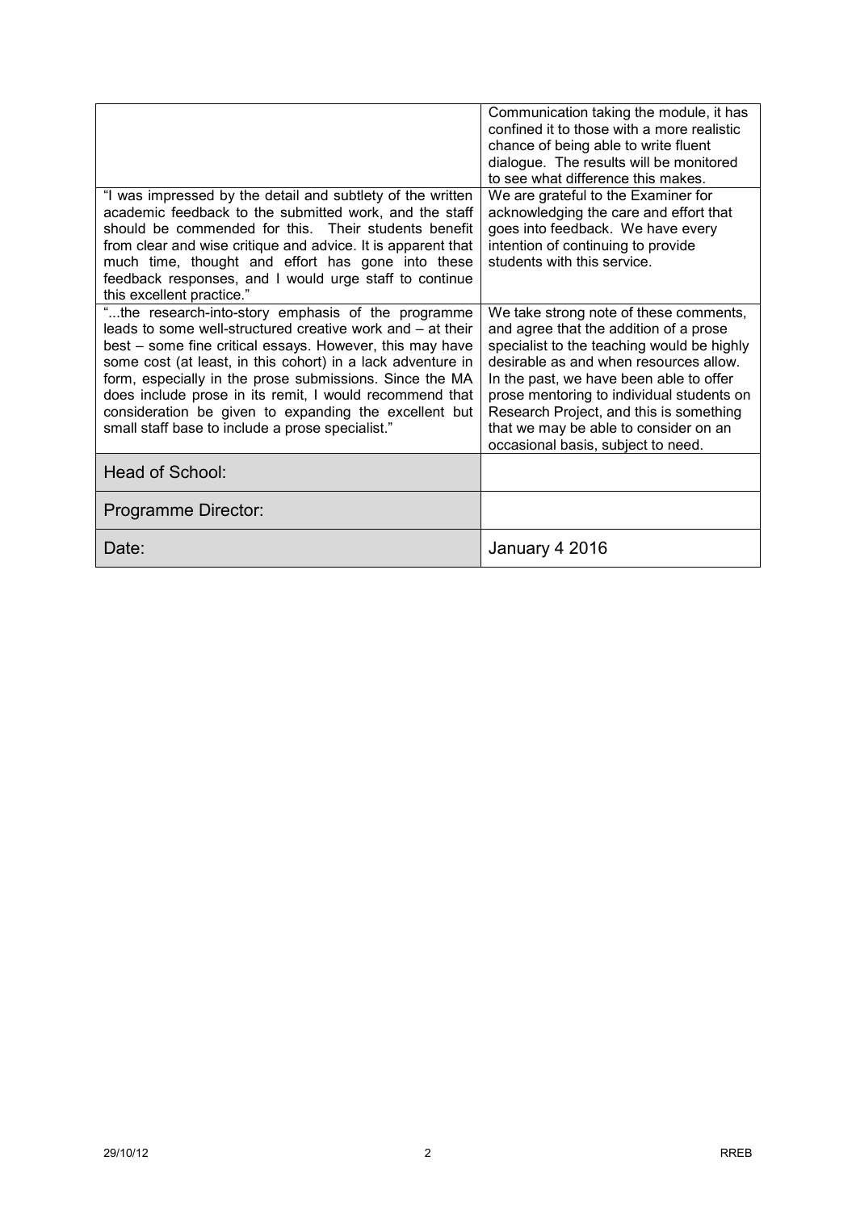| | |
|---|---|
| | Communication taking the module, it has confined it to those with a more realistic chance of being able to write fluent dialogue. The results will be monitored to see what difference this makes. |
| "I was impressed by the detail and subtlety of the written academic feedback to the submitted work, and the staff should be commended for this. Their students benefit from clear and wise critique and advice. It is apparent that much time, thought and effort has gone into these feedback responses, and I would urge staff to continue this excellent practice." | We are grateful to the Examiner for acknowledging the care and effort that goes into feedback. We have every intention of continuing to provide students with this service. |
| "...the research-into-story emphasis of the programme leads to some well-structured creative work and – at their best – some fine critical essays. However, this may have some cost (at least, in this cohort) in a lack adventure in form, especially in the prose submissions. Since the MA does include prose in its remit, I would recommend that consideration be given to expanding the excellent but small staff base to include a prose specialist." | We take strong note of these comments, and agree that the addition of a prose specialist to the teaching would be highly desirable as and when resources allow. In the past, we have been able to offer prose mentoring to individual students on Research Project, and this is something that we may be able to consider on an occasional basis, subject to need. |
| Head of School: | |
| Programme Director: | |
| Date: | January 4 2016 |